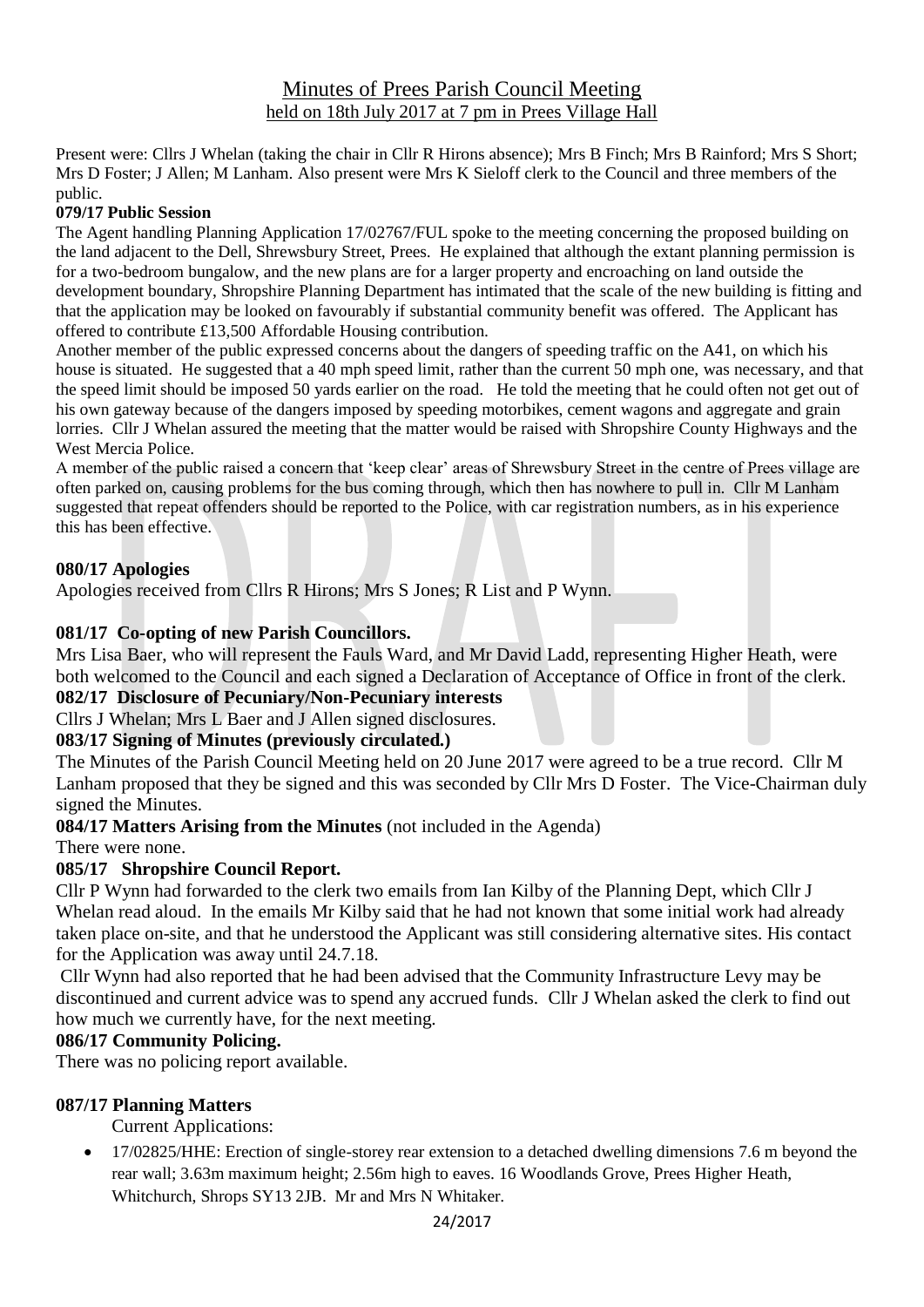# Minutes of Prees Parish Council Meeting

## held on 18th July 2017 at 7 pm in Prees Village Hall

Present were: Cllrs J Whelan (taking the chair in Cllr R Hirons absence); Mrs B Finch; Mrs B Rainford; Mrs S Short; Mrs D Foster; J Allen; M Lanham. Also present were Mrs K Sieloff clerk to the Council and three members of the public.

**079/17 Public Session**

The Agent handling Planning Application 17/02767/FUL spoke to the meeting concerning the proposed building on the land adjacent to the Dell, Shrewsbury Street, Prees. He explained that although the extant planning permission is for a two-bedroom bungalow, and the new plans are for a larger property and encroaching on land outside the development boundary, Shropshire Planning Department has intimated that the scale of the new building is fitting and that the application may be looked on favourably if substantial community benefit was offered. The Applicant has offered to contribute £13,500 Affordable Housing contribution.

Another member of the public expressed concerns about the dangers of speeding traffic on the A41, on which his house is situated. He suggested that a 40 mph speed limit, rather than the current 50 mph one, was necessary, and that the speed limit should be imposed 50 yards earlier on the road. He told the meeting that he could often not get out of his own gateway because of the dangers imposed by speeding motorbikes, cement wagons and aggregate and grain lorries. Cllr J Whelan assured the meeting that the matter would be raised with Shropshire County Highways and the West Mercia Police.

A member of the public raised a concern that 'keep clear' areas of Shrewsbury Street in the centre of Prees village are often parked on, causing problems for the bus coming through, which then has nowhere to pull in. Cllr M Lanham suggested that repeat offenders should be reported to the Police, with car registration numbers, as in his experience this has been effective.

**080/17 Apologies**

Apologies received from Cllrs R Hirons; Mrs S Jones; R List and P Wynn.

**081/17 Co-opting of new Parish Councillors.**

Mrs Lisa Baer, who will represent the Fauls Ward, and Mr David Ladd, representing Higher Heath, were both welcomed to the Council and each signed a Declaration of Acceptance of Office in front of the clerk.

**082/17 Disclosure of Pecuniary/Non-Pecuniary interests**

Cllrs J Whelan; Mrs L Baer and J Allen signed disclosures.

**083/17 Signing of Minutes (previously circulated.)**

The Minutes of the Parish Council Meeting held on 20 June 2017 were agreed to be a true record. Cllr M Lanham proposed that they be signed and this was seconded by Cllr Mrs D Foster. The Vice-Chairman duly signed the Minutes.

**084/17 Matters Arising from the Minutes** (not included in the Agenda)

There were none.

**085/17 Shropshire Council Report.**

Cllr P Wynn had forwarded to the clerk two emails from Ian Kilby of the Planning Dept, which Cllr J Whelan read aloud. In the emails Mr Kilby said that he had not known that some initial work had already taken place on-site, and that he understood the Applicant was still considering alternative sites. His contact for the Application was away until 24.7.18.

Cllr Wynn had also reported that he had been advised that the Community Infrastructure Levy may be discontinued and current advice was to spend any accrued funds. Cllr J Whelan asked the clerk to find out how much we currently have, for the next meeting.

**086/17 Community Policing.**

There was no policing report available.

**087/17 Planning Matters**

Current Applications:

- 17/02825/HHE: Erection of single-storey rear extension to a detached dwelling dimensions 7.6 m beyond the rear wall; 3.63m maximum height; 2.56m high to eaves. 16 Woodlands Grove, Prees Higher Heath, Whitchurch, Shrops SY13 2JB. Mr and Mrs N Whitaker.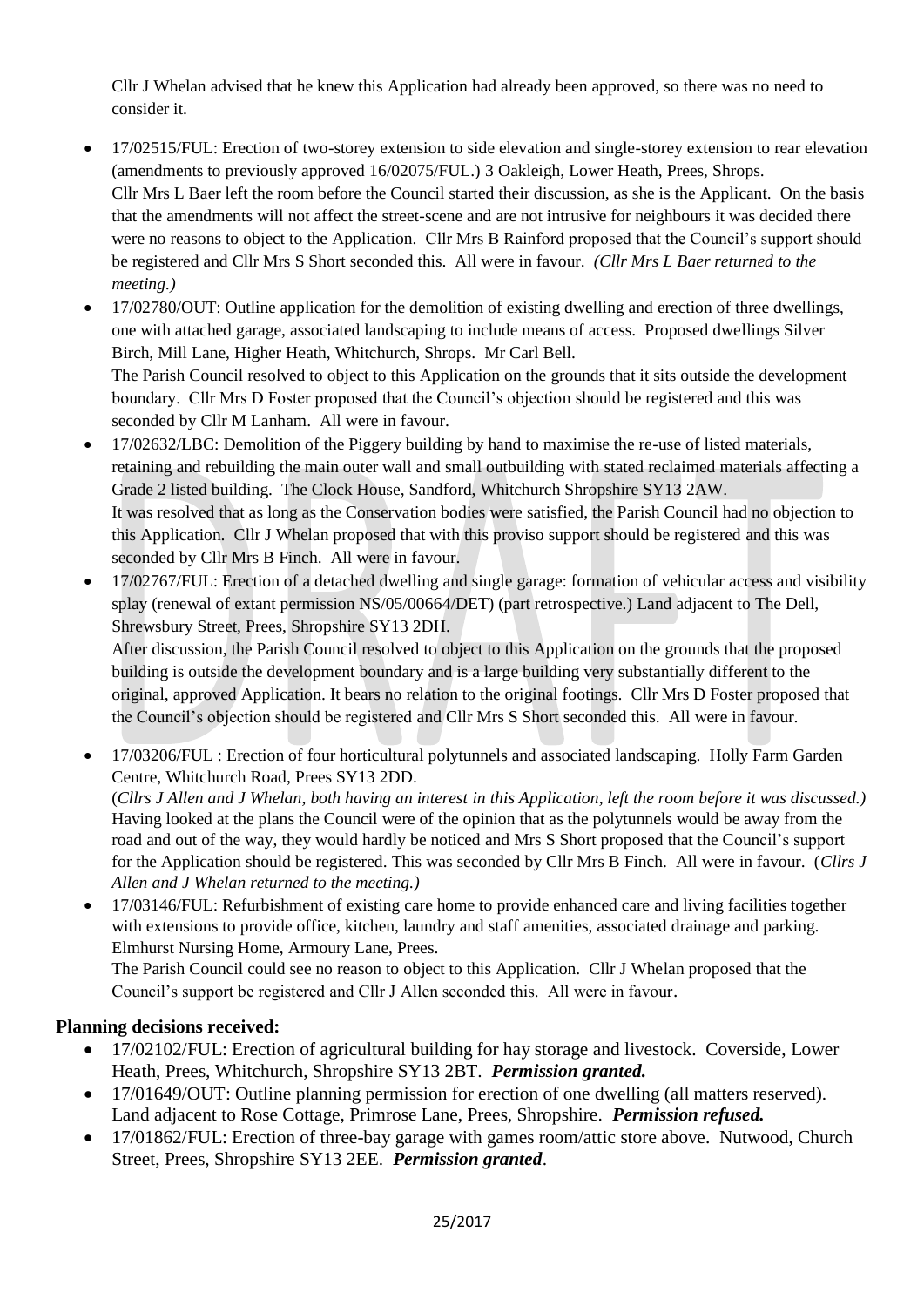Cllr J Whelan advised that he knew this Application had already been approved, so there was no need to consider it.

- 17/02515/FUL: Erection of two-storey extension to side elevation and single-storey extension to rear elevation (amendments to previously approved 16/02075/FUL.) 3 Oakleigh, Lower Heath, Prees, Shrops. Cllr Mrs L Baer left the room before the Council started their discussion, as she is the Applicant. On the basis that the amendments will not affect the street-scene and are not intrusive for neighbours it was decided there were no reasons to object to the Application. Cllr Mrs B Rainford proposed that the Council's support should be registered and Cllr Mrs S Short seconded this. All were in favour. *(Cllr Mrs L Baer returned to the meeting.)*
- 17/02780/OUT: Outline application for the demolition of existing dwelling and erection of three dwellings, one with attached garage, associated landscaping to include means of access. Proposed dwellings Silver Birch, Mill Lane, Higher Heath, Whitchurch, Shrops. Mr Carl Bell. The Parish Council resolved to object to this Application on the grounds that it sits outside the development boundary. Cllr Mrs D Foster proposed that the Council's objection should be registered and this was seconded by Cllr M Lanham. All were in favour.
- 17/02632/LBC: Demolition of the Piggery building by hand to maximise the re-use of listed materials, retaining and rebuilding the main outer wall and small outbuilding with stated reclaimed materials affecting a Grade 2 listed building. The Clock House, Sandford, Whitchurch Shropshire SY13 2AW. It was resolved that as long as the Conservation bodies were satisfied, the Parish Council had no objection to this Application. Cllr J Whelan proposed that with this proviso support should be registered and this was seconded by Cllr Mrs B Finch. All were in favour.
- 17/02767/FUL: Erection of a detached dwelling and single garage: formation of vehicular access and visibility splay (renewal of extant permission NS/05/00664/DET) (part retrospective.) Land adjacent to The Dell, Shrewsbury Street, Prees, Shropshire SY13 2DH. After discussion, the Parish Council resolved to object to this Application on the grounds that the proposed building is outside the development boundary and is a large building very substantially different to the original, approved Application. It bears no relation to the original footings. Cllr Mrs D Foster proposed that the Council's objection should be registered and Cllr Mrs S Short seconded this. All were in favour.
- 17/03206/FUL : Erection of four horticultural polytunnels and associated landscaping. Holly Farm Garden Centre, Whitchurch Road, Prees SY13 2DD. (*Cllrs J Allen and J Whelan, both having an interest in this Application, left the room before it was discussed.)* Having looked at the plans the Council were of the opinion that as the polytunnels would be away from the road and out of the way, they would hardly be noticed and Mrs S Short proposed that the Council's support for the Application should be registered. This was seconded by Cllr Mrs B Finch. All were in favour. (*Cllrs J Allen and J Whelan returned to the meeting.)*
- 17/03146/FUL: Refurbishment of existing care home to provide enhanced care and living facilities together with extensions to provide office, kitchen, laundry and staff amenities, associated drainage and parking. Elmhurst Nursing Home, Armoury Lane, Prees. The Parish Council could see no reason to object to this Application. Cllr J Whelan proposed that the Council's support be registered and Cllr J Allen seconded this. All were in favour.

**Planning decisions received:**

- 17/02102/FUL: Erection of agricultural building for hay storage and livestock. Coverside, Lower Heath, Prees, Whitchurch, Shropshire SY13 2BT. ***Permission granted.***
- 17/01649/OUT: Outline planning permission for erection of one dwelling (all matters reserved). Land adjacent to Rose Cottage, Primrose Lane, Prees, Shropshire. ***Permission refused.***
- 17/01862/FUL: Erection of three-bay garage with games room/attic store above. Nutwood, Church Street, Prees, Shropshire SY13 2EE. ***Permission granted***.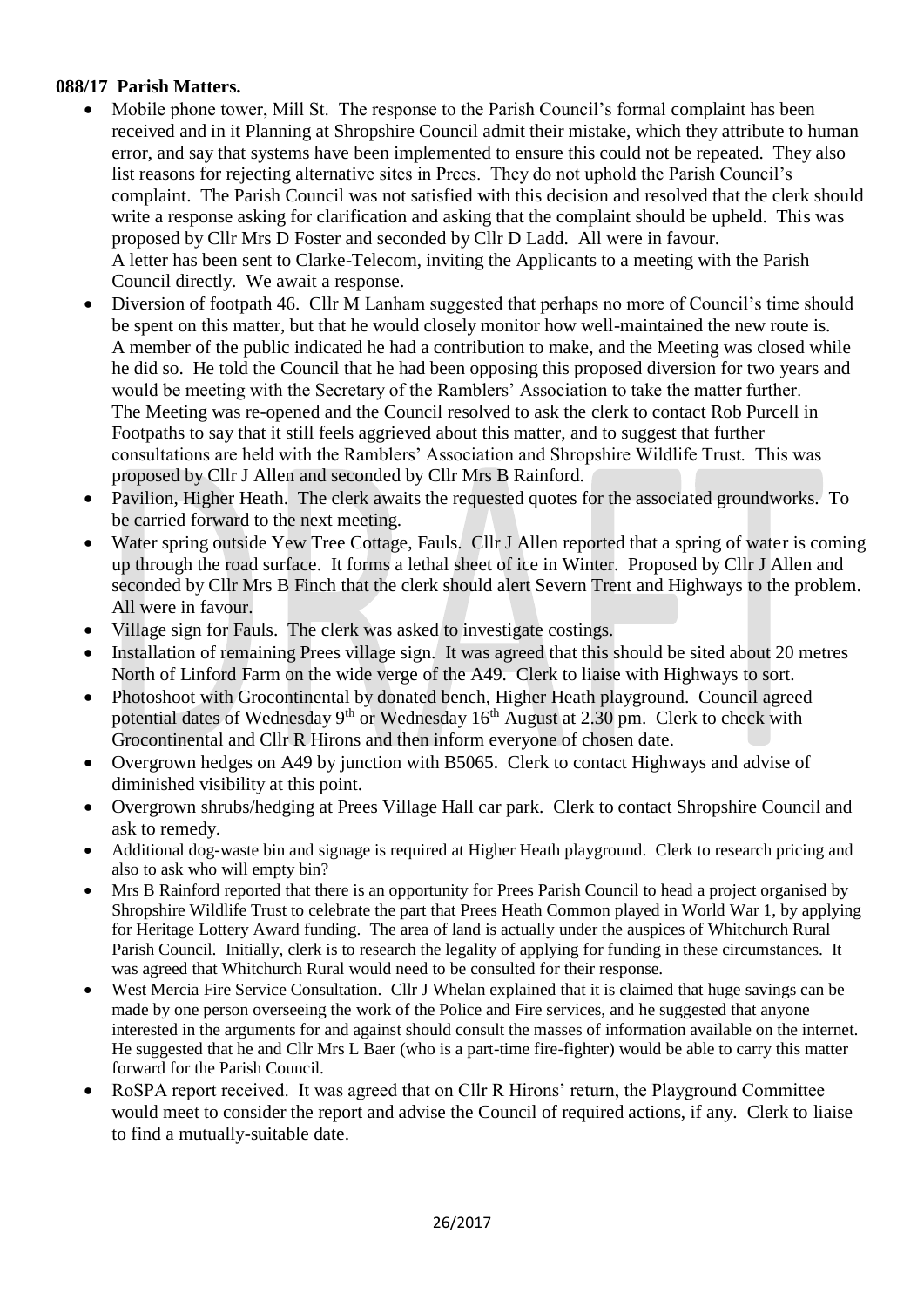**088/17 Parish Matters.**

- Mobile phone tower, Mill St. The response to the Parish Council's formal complaint has been received and in it Planning at Shropshire Council admit their mistake, which they attribute to human error, and say that systems have been implemented to ensure this could not be repeated. They also list reasons for rejecting alternative sites in Prees. They do not uphold the Parish Council's complaint. The Parish Council was not satisfied with this decision and resolved that the clerk should write a response asking for clarification and asking that the complaint should be upheld. This was proposed by Cllr Mrs D Foster and seconded by Cllr D Ladd. All were in favour.
  A letter has been sent to Clarke-Telecom, inviting the Applicants to a meeting with the Parish Council directly. We await a response.
- Diversion of footpath 46. Cllr M Lanham suggested that perhaps no more of Council's time should be spent on this matter, but that he would closely monitor how well-maintained the new route is. A member of the public indicated he had a contribution to make, and the Meeting was closed while he did so. He told the Council that he had been opposing this proposed diversion for two years and would be meeting with the Secretary of the Ramblers' Association to take the matter further. The Meeting was re-opened and the Council resolved to ask the clerk to contact Rob Purcell in Footpaths to say that it still feels aggrieved about this matter, and to suggest that further consultations are held with the Ramblers' Association and Shropshire Wildlife Trust. This was proposed by Cllr J Allen and seconded by Cllr Mrs B Rainford.
- Pavilion, Higher Heath. The clerk awaits the requested quotes for the associated groundworks. To be carried forward to the next meeting.
- Water spring outside Yew Tree Cottage, Fauls. Cllr J Allen reported that a spring of water is coming up through the road surface. It forms a lethal sheet of ice in Winter. Proposed by Cllr J Allen and seconded by Cllr Mrs B Finch that the clerk should alert Severn Trent and Highways to the problem. All were in favour.
- Village sign for Fauls. The clerk was asked to investigate costings.
- Installation of remaining Prees village sign. It was agreed that this should be sited about 20 metres North of Linford Farm on the wide verge of the A49. Clerk to liaise with Highways to sort.
- Photoshoot with Grocontinental by donated bench, Higher Heath playground. Council agreed potential dates of Wednesday 9th or Wednesday 16th August at 2.30 pm. Clerk to check with Grocontinental and Cllr R Hirons and then inform everyone of chosen date.
- Overgrown hedges on A49 by junction with B5065. Clerk to contact Highways and advise of diminished visibility at this point.
- Overgrown shrubs/hedging at Prees Village Hall car park. Clerk to contact Shropshire Council and ask to remedy.
- Additional dog-waste bin and signage is required at Higher Heath playground. Clerk to research pricing and also to ask who will empty bin?
- Mrs B Rainford reported that there is an opportunity for Prees Parish Council to head a project organised by Shropshire Wildlife Trust to celebrate the part that Prees Heath Common played in World War 1, by applying for Heritage Lottery Award funding. The area of land is actually under the auspices of Whitchurch Rural Parish Council. Initially, clerk is to research the legality of applying for funding in these circumstances. It was agreed that Whitchurch Rural would need to be consulted for their response.
- West Mercia Fire Service Consultation. Cllr J Whelan explained that it is claimed that huge savings can be made by one person overseeing the work of the Police and Fire services, and he suggested that anyone interested in the arguments for and against should consult the masses of information available on the internet. He suggested that he and Cllr Mrs L Baer (who is a part-time fire-fighter) would be able to carry this matter forward for the Parish Council.
- RoSPA report received. It was agreed that on Cllr R Hirons' return, the Playground Committee would meet to consider the report and advise the Council of required actions, if any. Clerk to liaise to find a mutually-suitable date.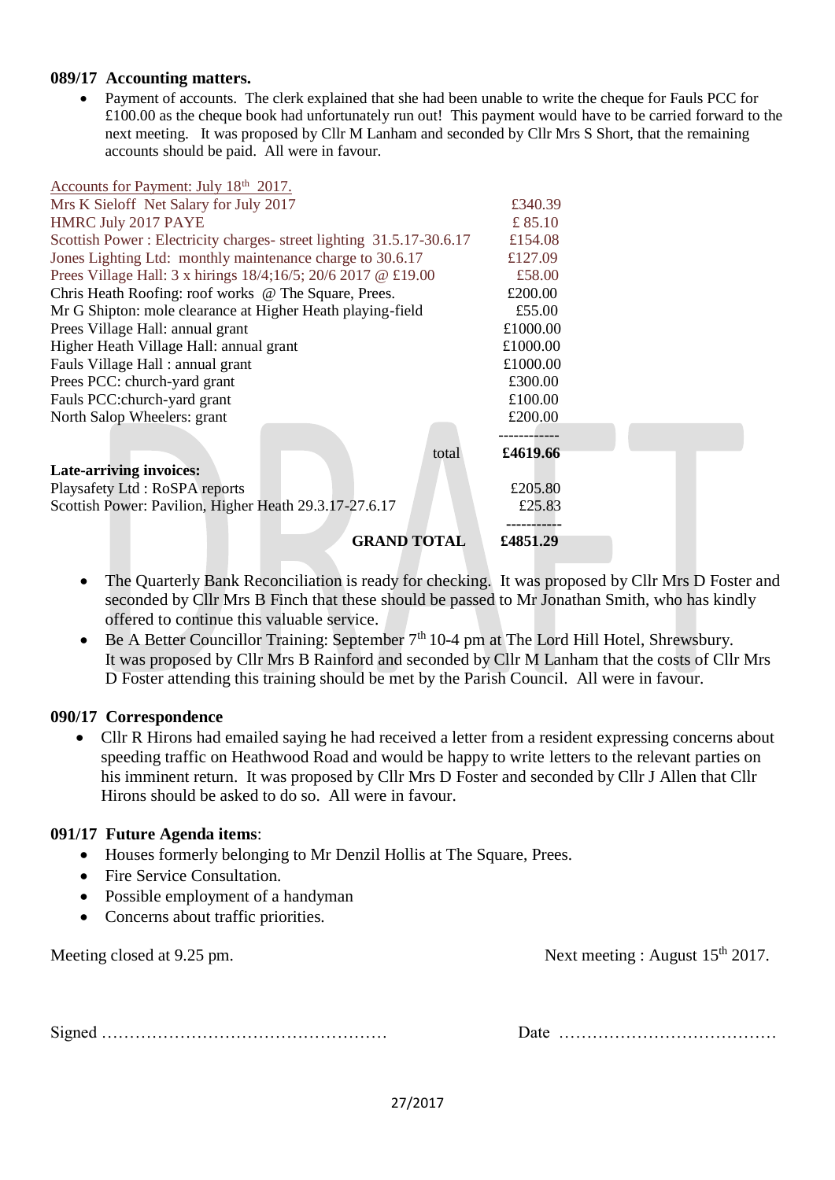### 089/17 Accounting matters.

- Payment of accounts. The clerk explained that she had been unable to write the cheque for Fauls PCC for £100.00 as the cheque book had unfortunately run out! This payment would have to be carried forward to the next meeting. It was proposed by Cllr M Lanham and seconded by Cllr Mrs S Short, that the remaining accounts should be paid. All were in favour.

Accounts for Payment: July 18th 2017.

| | |
|---|---|
| Mrs K Sieloff Net Salary for July 2017 | £340.39 |
| HMRC July 2017 PAYE | £ 85.10 |
| Scottish Power : Electricity charges- street lighting 31.5.17-30.6.17 | £154.08 |
| Jones Lighting Ltd: monthly maintenance charge to 30.6.17 | £127.09 |
| Prees Village Hall: 3 x hirings 18/4;16/5; 20/6 2017 @ £19.00 | £58.00 |
| Chris Heath Roofing: roof works @ The Square, Prees. | £200.00 |
| Mr G Shipton: mole clearance at Higher Heath playing-field | £55.00 |
| Prees Village Hall: annual grant | £1000.00 |
| Higher Heath Village Hall: annual grant | £1000.00 |
| Fauls Village Hall : annual grant | £1000.00 |
| Prees PCC: church-yard grant | £300.00 |
| Fauls PCC:church-yard grant | £100.00 |
| North Salop Wheelers: grant | £200.00 |
| total | **£4619.66** |
| **Late-arriving invoices:** | |
| Playsafety Ltd : RoSPA reports | £205.80 |
| Scottish Power: Pavilion, Higher Heath 29.3.17-27.6.17 | £25.83 |
| **GRAND TOTAL** | **£4851.29** |

- The Quarterly Bank Reconciliation is ready for checking. It was proposed by Cllr Mrs D Foster and seconded by Cllr Mrs B Finch that these should be passed to Mr Jonathan Smith, who has kindly offered to continue this valuable service.
- Be A Better Councillor Training: September 7th 10-4 pm at The Lord Hill Hotel, Shrewsbury. It was proposed by Cllr Mrs B Rainford and seconded by Cllr M Lanham that the costs of Cllr Mrs D Foster attending this training should be met by the Parish Council. All were in favour.

### 090/17 Correspondence

- Cllr R Hirons had emailed saying he had received a letter from a resident expressing concerns about speeding traffic on Heathwood Road and would be happy to write letters to the relevant parties on his imminent return. It was proposed by Cllr Mrs D Foster and seconded by Cllr J Allen that Cllr Hirons should be asked to do so. All were in favour.

### 091/17 Future Agenda items:

- Houses formerly belonging to Mr Denzil Hollis at The Square, Prees.
- Fire Service Consultation.
- Possible employment of a handyman
- Concerns about traffic priorities.

Meeting closed at 9.25 pm.

Next meeting : August 15th 2017.

Signed …………………………………………… Date …………………………………